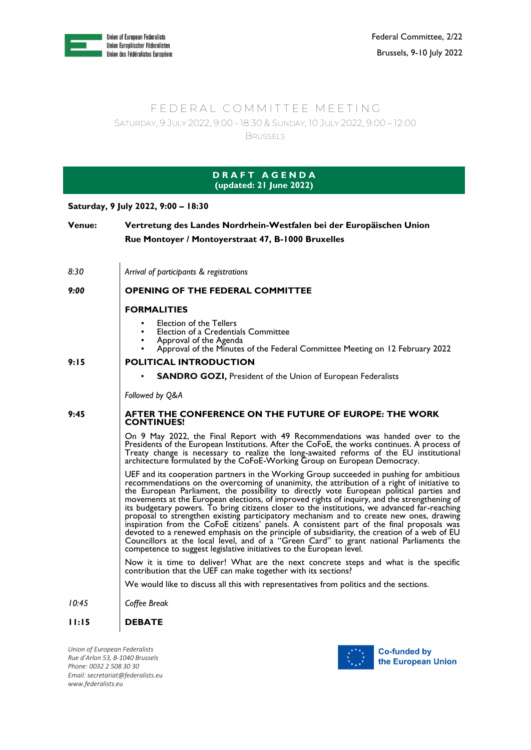Union of European Federalists
Union Europäischer Föderalisten
Union des Fédéralistes Européens

Federal Committee, 2/22

Brussels, 9-10 July 2022

# FEDERAL COMMITTEE MEETING

SATURDAY, 9 JULY 2022, 9:00 - 18:30 & SUNDAY, 10 JULY 2022, 9:00 – 12:00

BRUSSELS

## DRAFT AGENDA
**(updated: 21 June 2022)**

**Saturday, 9 July 2022, 9:00 – 18:30**

**Venue:** **Vertretung des Landes Nordrhein-Westfalen bei der Europäischen Union**
**Rue Montoyer / Montoyerstraat 47, B-1000 Bruxelles**

*8:30* — *Arrival of participants & registrations*

***9:00*** — **OPENING OF THE FEDERAL COMMITTEE**

**FORMALITIES**

- Election of the Tellers
- Election of a Credentials Committee
- Approval of the Agenda
- Approval of the Minutes of the Federal Committee Meeting on 12 February 2022

**9:15** — **POLITICAL INTRODUCTION**

- **SANDRO GOZI,** President of the Union of European Federalists

*Followed by Q&A*

**9:45** — **AFTER THE CONFERENCE ON THE FUTURE OF EUROPE: THE WORK CONTINUES!**

On 9 May 2022, the Final Report with 49 Recommendations was handed over to the Presidents of the European Institutions. After the CoFoE, the works continues. A process of Treaty change is necessary to realize the long-awaited reforms of the EU institutional architecture formulated by the CoFoE-Working Group on European Democracy.

UEF and its cooperation partners in the Working Group succeeded in pushing for ambitious recommendations on the overcoming of unanimity, the attribution of a right of initiative to the European Parliament, the possibility to directly vote European political parties and movements at the European elections, of improved rights of inquiry, and the strengthening of its budgetary powers. To bring citizens closer to the institutions, we advanced far-reaching proposal to strengthen existing participatory mechanism and to create new ones, drawing inspiration from the CoFoE citizens' panels. A consistent part of the final proposals was devoted to a renewed emphasis on the principle of subsidiarity, the creation of a web of EU Councillors at the local level, and of a "Green Card" to grant national Parliaments the competence to suggest legislative initiatives to the European level.

Now it is time to deliver! What are the next concrete steps and what is the specific contribution that the UEF can make together with its sections?

We would like to discuss all this with representatives from politics and the sections.

*10:45* — *Coffee Break*

**11:15** — **DEBATE**

*Union of European Federalists*
*Rue d'Arlon 53, B-1040 Brussels*
*Phone: 0032 2 508 30 30*
*Email: secretariat@federalists.eu*
*www.federalists.eu*

Co-funded by the European Union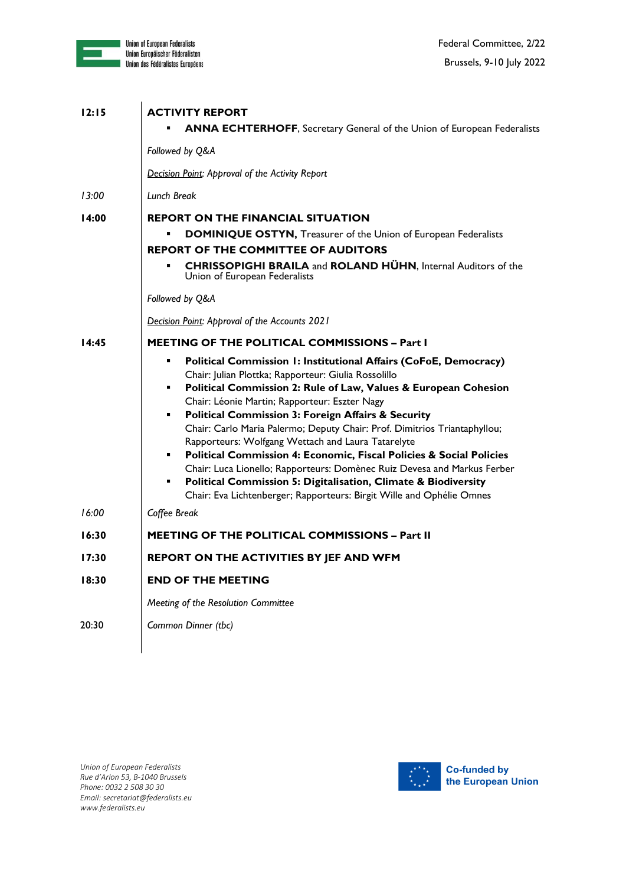| | |
|---|---|
| **12:15** | **ACTIVITY REPORT** |
| | ▪ **ANNA ECHTERHOFF**, Secretary General of the Union of European Federalists |
| | *Followed by Q&A* |
| | *Decision Point: Approval of the Activity Report* |
| *13:00* | *Lunch Break* |
| **14:00** | **REPORT ON THE FINANCIAL SITUATION** |
| | ▪ **DOMINIQUE OSTYN,** Treasurer of the Union of European Federalists |
| | **REPORT OF THE COMMITTEE OF AUDITORS** |
| | ▪ **CHRISSOPIGHI BRAILA** and **ROLAND HÜHN**, Internal Auditors of the Union of European Federalists |
| | *Followed by Q&A* |
| | *Decision Point: Approval of the Accounts 2021* |
| **14:45** | **MEETING OF THE POLITICAL COMMISSIONS – Part I** |
| | ▪ **Political Commission 1: Institutional Affairs (CoFoE, Democracy)** Chair: Julian Plottka; Rapporteur: Giulia Rossolillo |
| | ▪ **Political Commission 2: Rule of Law, Values & European Cohesion** Chair: Léonie Martin; Rapporteur: Eszter Nagy |
| | ▪ **Political Commission 3: Foreign Affairs & Security** Chair: Carlo Maria Palermo; Deputy Chair: Prof. Dimitrios Triantaphyllou; Rapporteurs: Wolfgang Wettach and Laura Tatarelyte |
| | ▪ **Political Commission 4: Economic, Fiscal Policies & Social Policies** Chair: Luca Lionello; Rapporteurs: Domènec Ruiz Devesa and Markus Ferber |
| | ▪ **Political Commission 5: Digitalisation, Climate & Biodiversity** Chair: Eva Lichtenberger; Rapporteurs: Birgit Wille and Ophélie Omnes |
| *16:00* | *Coffee Break* |
| **16:30** | **MEETING OF THE POLITICAL COMMISSIONS – Part II** |
| **17:30** | **REPORT ON THE ACTIVITIES BY JEF AND WFM** |
| **18:30** | **END OF THE MEETING** |
| | *Meeting of the Resolution Committee* |
| 20:30 | *Common Dinner (tbc)* |

*Union of European Federalists*
*Rue d'Arlon 53, B-1040 Brussels*
*Phone: 0032 2 508 30 30*
*Email: secretariat@federalists.eu*
*www.federalists.eu*

Co-funded by the European Union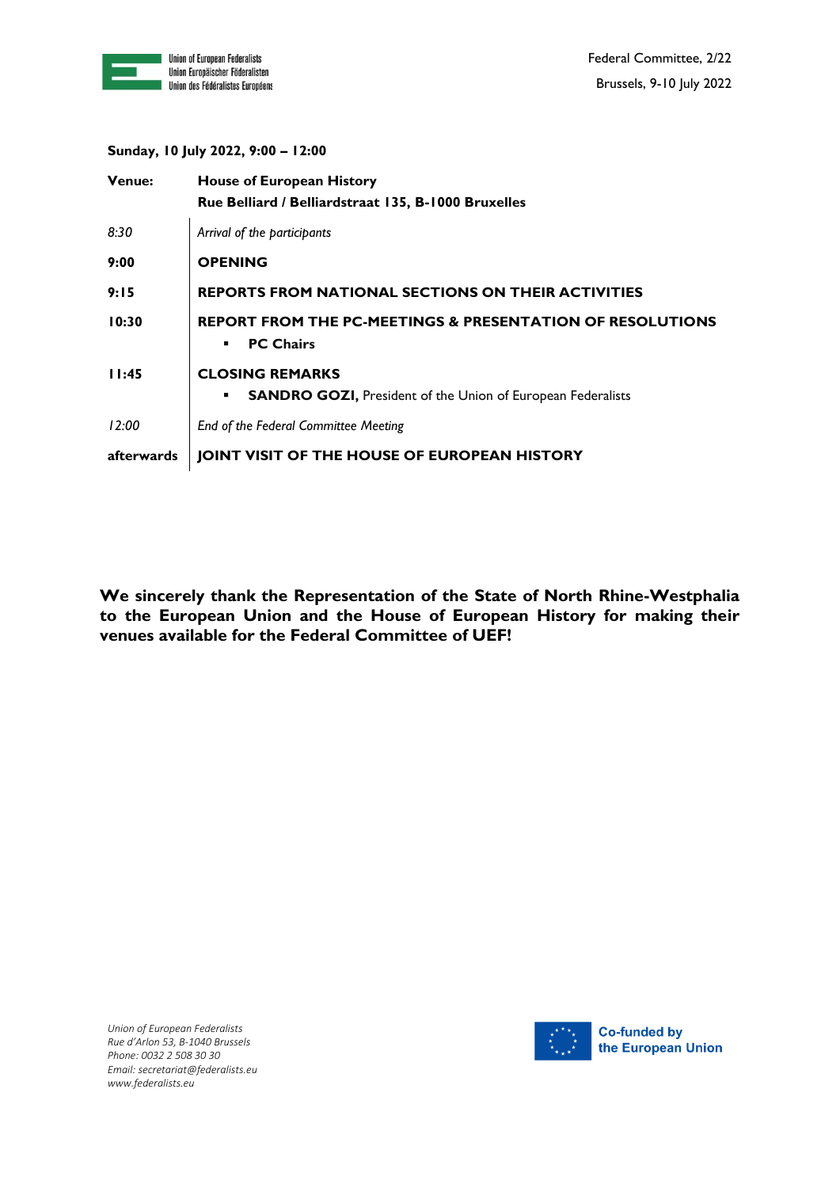**Sunday, 10 July 2022, 9:00 – 12:00**

| | |
|---|---|
| **Venue:** | **House of European History**<br>**Rue Belliard / Belliardstraat 135, B-1000 Bruxelles** |
| *8:30* | *Arrival of the participants* |
| **9:00** | **OPENING** |
| **9:15** | **REPORTS FROM NATIONAL SECTIONS ON THEIR ACTIVITIES** |
| **10:30** | **REPORT FROM THE PC-MEETINGS & PRESENTATION OF RESOLUTIONS**<br>▪ **PC Chairs** |
| **11:45** | **CLOSING REMARKS**<br>▪ **SANDRO GOZI,** President of the Union of European Federalists |
| *12:00* | *End of the Federal Committee Meeting* |
| **afterwards** | **JOINT VISIT OF THE HOUSE OF EUROPEAN HISTORY** |

**We sincerely thank the Representation of the State of North Rhine-Westphalia to the European Union and the House of European History for making their venues available for the Federal Committee of UEF!**

*Union of European Federalists*
*Rue d'Arlon 53, B-1040 Brussels*
*Phone: 0032 2 508 30 30*
*Email: secretariat@federalists.eu*
*www.federalists.eu*

Co-funded by the European Union